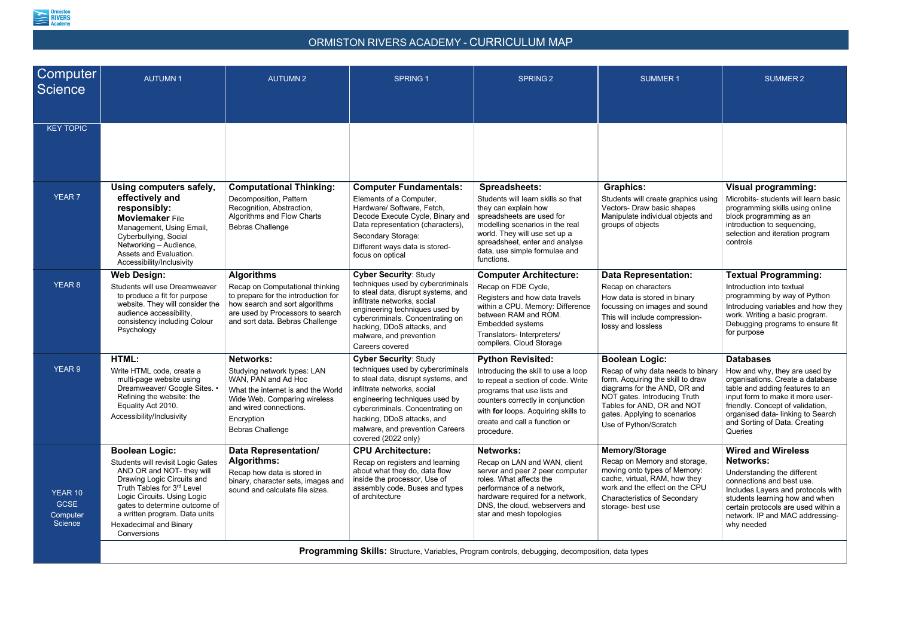# ORMISTON RIVERS ACADEMY - CURRICULUM MAP

| Computer Science | AUTUMN 1 | AUTUMN 2 | SPRING 1 | SPRING 2 | SUMMER 1 | SUMMER 2 |
|---|---|---|---|---|---|---|
| KEY TOPIC | | | | | | |
| YEAR 7 | **Using computers safely, effectively and responsibly:** **Moviemaker** File Management, Using Email, Cyberbullying, Social Networking – Audience, Assets and Evaluation. Accessibility/Inclusivity | **Computational Thinking:** Decomposition, Pattern Recognition, Abstraction, Algorithms and Flow Charts<br>Bebras Challenge | **Computer Fundamentals:** Elements of a Computer, Hardware/ Software, Fetch, Decode Execute Cycle, Binary and Data representation (characters),<br>Secondary Storage:<br>Different ways data is stored- focus on optical | **Spreadsheets:** Students will learn skills so that they can explain how spreadsheets are used for modelling scenarios in the real world. They will use set up a spreadsheet, enter and analyse data, use simple formulae and functions. | **Graphics:** Students will create graphics using Vectors- Draw basic shapes Manipulate individual objects and groups of objects | **Visual programming:** Microbits- students will learn basic programming skills using online block programming as an introduction to sequencing, selection and iteration program controls |
| YEAR 8 | **Web Design:** Students will use Dreamweaver to produce a fit for purpose website. They will consider the audience accessibility, consistency including Colour Psychology | **Algorithms** Recap on Computational thinking to prepare for the introduction for how search and sort algorithms are used by Processors to search and sort data. Bebras Challenge | **Cyber Security**: Study techniques used by cybercriminals to steal data, disrupt systems, and infiltrate networks, social engineering techniques used by cybercriminals. Concentrating on hacking, DDoS attacks, and malware, and prevention<br>Careers covered | **Computer Architecture:** Recap on FDE Cycle,<br>Registers and how data travels within a CPU. Memory: Difference between RAM and ROM. Embedded systems<br>Translators- Interpreters/ compilers. Cloud Storage | **Data Representation:** Recap on characters<br>How data is stored in binary focussing on images and sound<br>This will include compression- lossy and lossless | **Textual Programming:** Introduction into textual programming by way of Python<br>Introducing variables and how they work. Writing a basic program. Debugging programs to ensure fit for purpose |
| YEAR 9 | **HTML:** Write HTML code, create a multi-page website using Dreamweaver/ Google Sites. • Refining the website: the Equality Act 2010.<br>Accessibility/Inclusivity | **Networks:** Studying network types: LAN WAN, PAN and Ad Hoc<br>What the internet is and the World Wide Web. Comparing wireless and wired connections.<br>Encryption<br>Bebras Challenge | **Cyber Security**: Study techniques used by cybercriminals to steal data, disrupt systems, and infiltrate networks, social engineering techniques used by cybercriminals. Concentrating on hacking, DDoS attacks, and malware, and prevention Careers covered (2022 only) | **Python Revisited:** Introducing the skill to use a loop to repeat a section of code. Write programs that use lists and counters correctly in conjunction with **for** loops. Acquiring skills to create and call a function or procedure. | **Boolean Logic:** Recap of why data needs to binary form. Acquiring the skill to draw diagrams for the AND, OR and NOT gates. Introducing Truth Tables for AND, OR and NOT gates. Applying to scenarios<br>Use of Python/Scratch | **Databases** How and why, they are used by organisations. Create a database table and adding features to an input form to make it more user-friendly. Concept of validation, organised data- linking to Search and Sorting of Data. Creating Queries |
| YEAR 10 GCSE Computer Science | **Boolean Logic:** Students will revisit Logic Gates AND OR and NOT- they will Drawing Logic Circuits and Truth Tables for 3rd Level Logic Circuits. Using Logic gates to determine outcome of a written program. Data units<br>Hexadecimal and Binary Conversions | **Data Representation/ Algorithms:** Recap how data is stored in binary, character sets, images and sound and calculate file sizes. | **CPU Architecture:** Recap on registers and learning about what they do, data flow inside the processor, Use of assembly code. Buses and types of architecture | **Networks:** Recap on LAN and WAN, client server and peer 2 peer computer roles. What affects the performance of a network, hardware required for a network, DNS, the cloud, webservers and star and mesh topologies | **Memory/Storage** Recap on Memory and storage, moving onto types of Memory: cache, virtual, RAM, how they work and the effect on the CPU<br>Characteristics of Secondary storage- best use | **Wired and Wireless Networks:** Understanding the different connections and best use. Includes Layers and protocols with students learning how and when certain protocols are used within a network. IP and MAC addressing- why needed |
| | **Programming Skills:** Structure, Variables, Program controls, debugging, decomposition, data types | | | | | |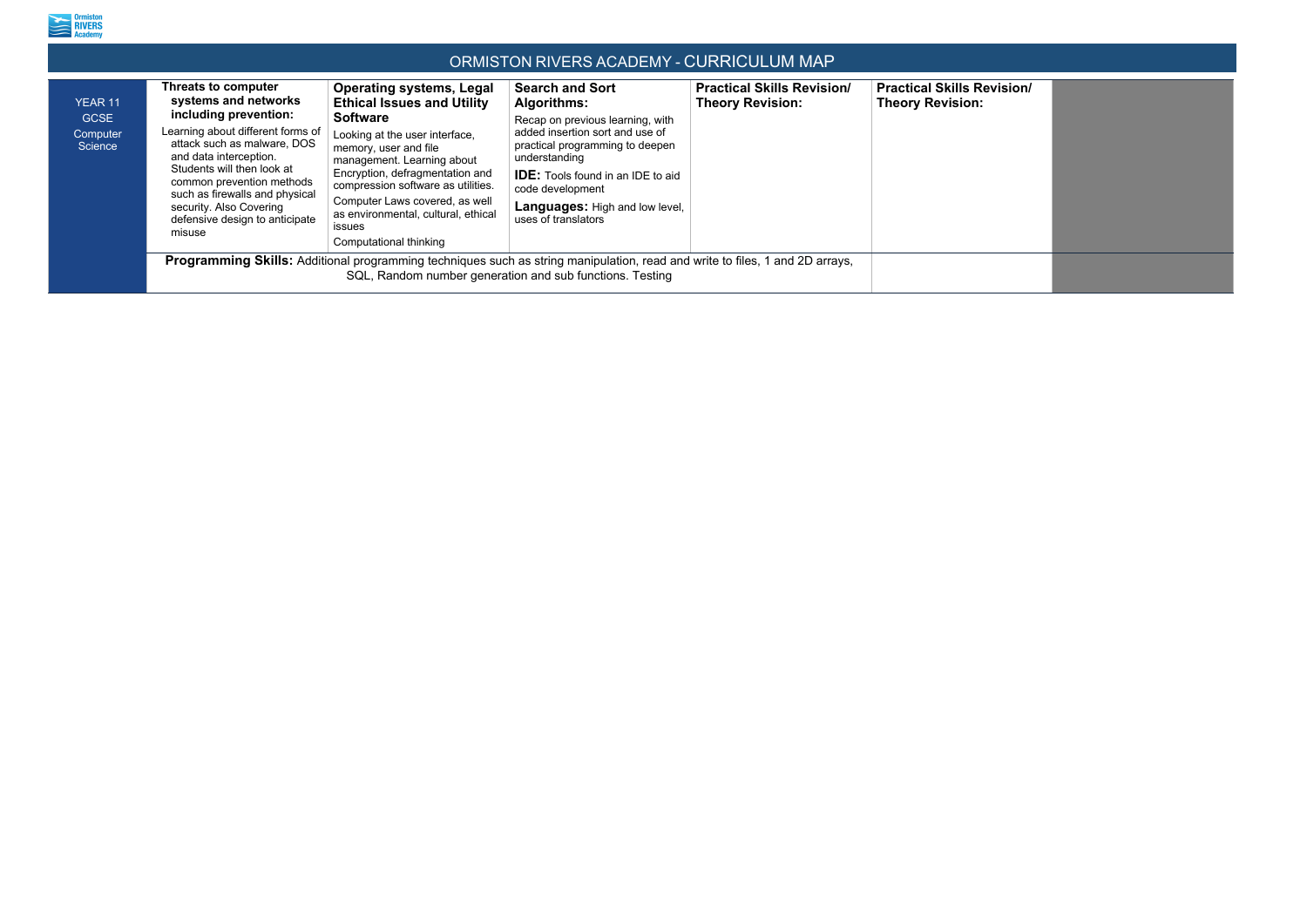# ORMISTON RIVERS ACADEMY - CURRICULUM MAP

| | | | | | | |
|---|---|---|---|---|---|---|
| YEAR 11<br>GCSE<br>Computer Science | **Threats to computer systems and networks including prevention:**<br>Learning about different forms of attack such as malware, DOS and data interception. Students will then look at common prevention methods such as firewalls and physical security. Also Covering defensive design to anticipate misuse | **Operating systems, Legal Ethical Issues and Utility Software**<br>Looking at the user interface, memory, user and file management. Learning about Encryption, defragmentation and compression software as utilities.<br>Computer Laws covered, as well as environmental, cultural, ethical issues<br>Computational thinking | **Search and Sort Algorithms:**<br>Recap on previous learning, with added insertion sort and use of practical programming to deepen understanding<br>**IDE:** Tools found in an IDE to aid code development<br>**Languages:** High and low level, uses of translators | **Practical Skills Revision/ Theory Revision:** | **Practical Skills Revision/ Theory Revision:** | |
| | **Programming Skills:** Additional programming techniques such as string manipulation, read and write to files, 1 and 2D arrays, SQL, Random number generation and sub functions. Testing | | | | | |